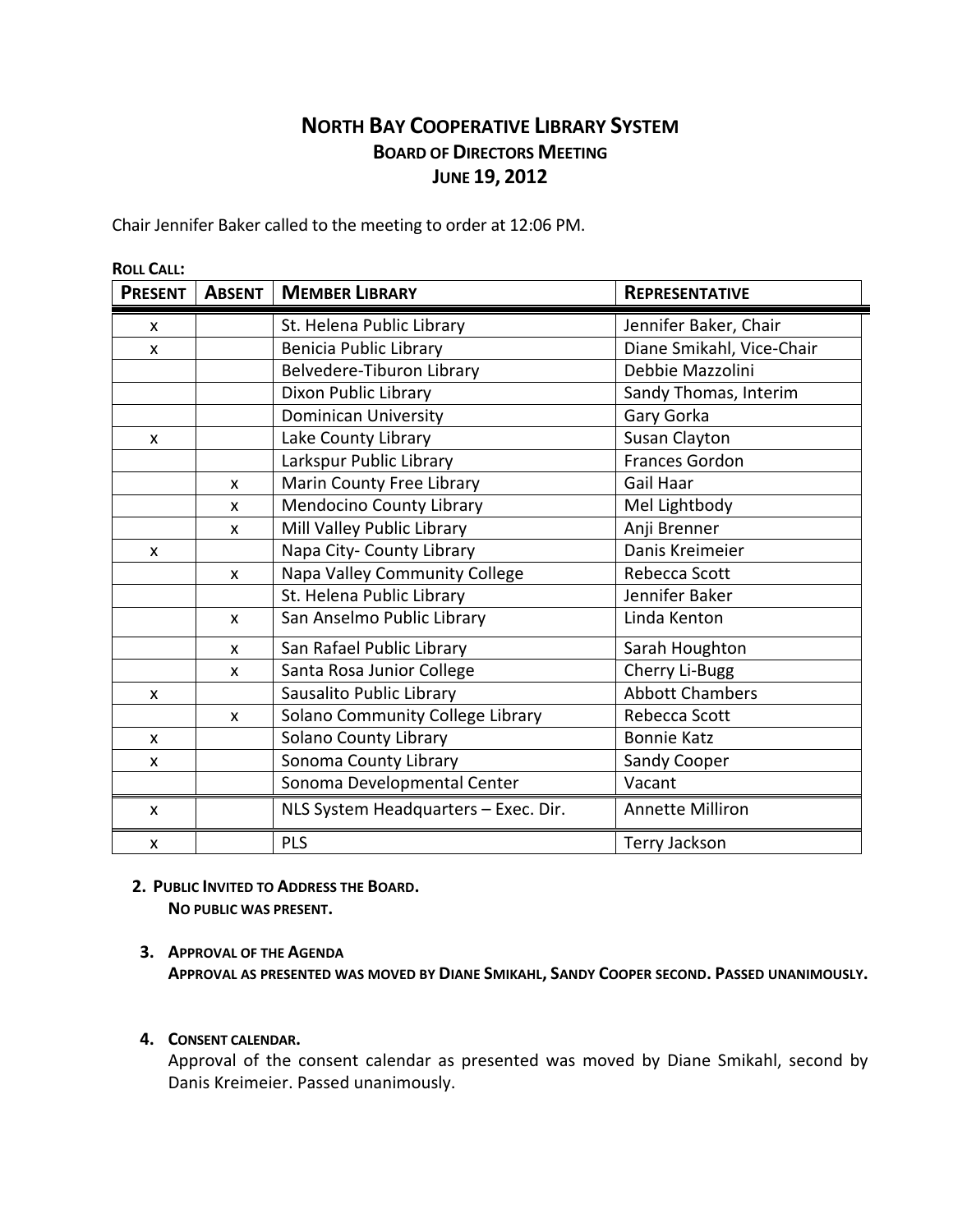# NORTH BAY COOPERATIVE LIBRARY SYSTEM

## BOARD OF DIRECTORS MEETING

## JUNE 19, 2012

Chair Jennifer Baker called to the meeting to order at 12:06 PM.

**ROLL CALL:**

| PRESENT | ABSENT | MEMBER LIBRARY | REPRESENTATIVE |
|---|---|---|---|
| x | | St. Helena Public Library | Jennifer Baker, Chair |
| x | | Benicia Public Library | Diane Smikahl, Vice-Chair |
| | | Belvedere-Tiburon Library | Debbie Mazzolini |
| | | Dixon Public Library | Sandy Thomas, Interim |
| | | Dominican University | Gary Gorka |
| x | | Lake County Library | Susan Clayton |
| | | Larkspur Public Library | Frances Gordon |
| | x | Marin County Free Library | Gail Haar |
| | x | Mendocino County Library | Mel Lightbody |
| | x | Mill Valley Public Library | Anji Brenner |
| x | | Napa City- County Library | Danis Kreimeier |
| | x | Napa Valley Community College | Rebecca Scott |
| | | St. Helena Public Library | Jennifer Baker |
| | x | San Anselmo Public Library | Linda Kenton |
| | x | San Rafael Public Library | Sarah Houghton |
| | x | Santa Rosa Junior College | Cherry Li-Bugg |
| x | | Sausalito Public Library | Abbott Chambers |
| | x | Solano Community College Library | Rebecca Scott |
| x | | Solano County Library | Bonnie Katz |
| x | | Sonoma County Library | Sandy Cooper |
| | | Sonoma Developmental Center | Vacant |
| x | | NLS System Headquarters – Exec. Dir. | Annette Milliron |
| x | | PLS | Terry Jackson |

2. **PUBLIC INVITED TO ADDRESS THE BOARD.**
   **NO PUBLIC WAS PRESENT.**

3. **APPROVAL OF THE AGENDA**
   **APPROVAL AS PRESENTED WAS MOVED BY DIANE SMIKAHL, SANDY COOPER SECOND. PASSED UNANIMOUSLY.**

4. **CONSENT CALENDAR.**
   Approval of the consent calendar as presented was moved by Diane Smikahl, second by Danis Kreimeier. Passed unanimously.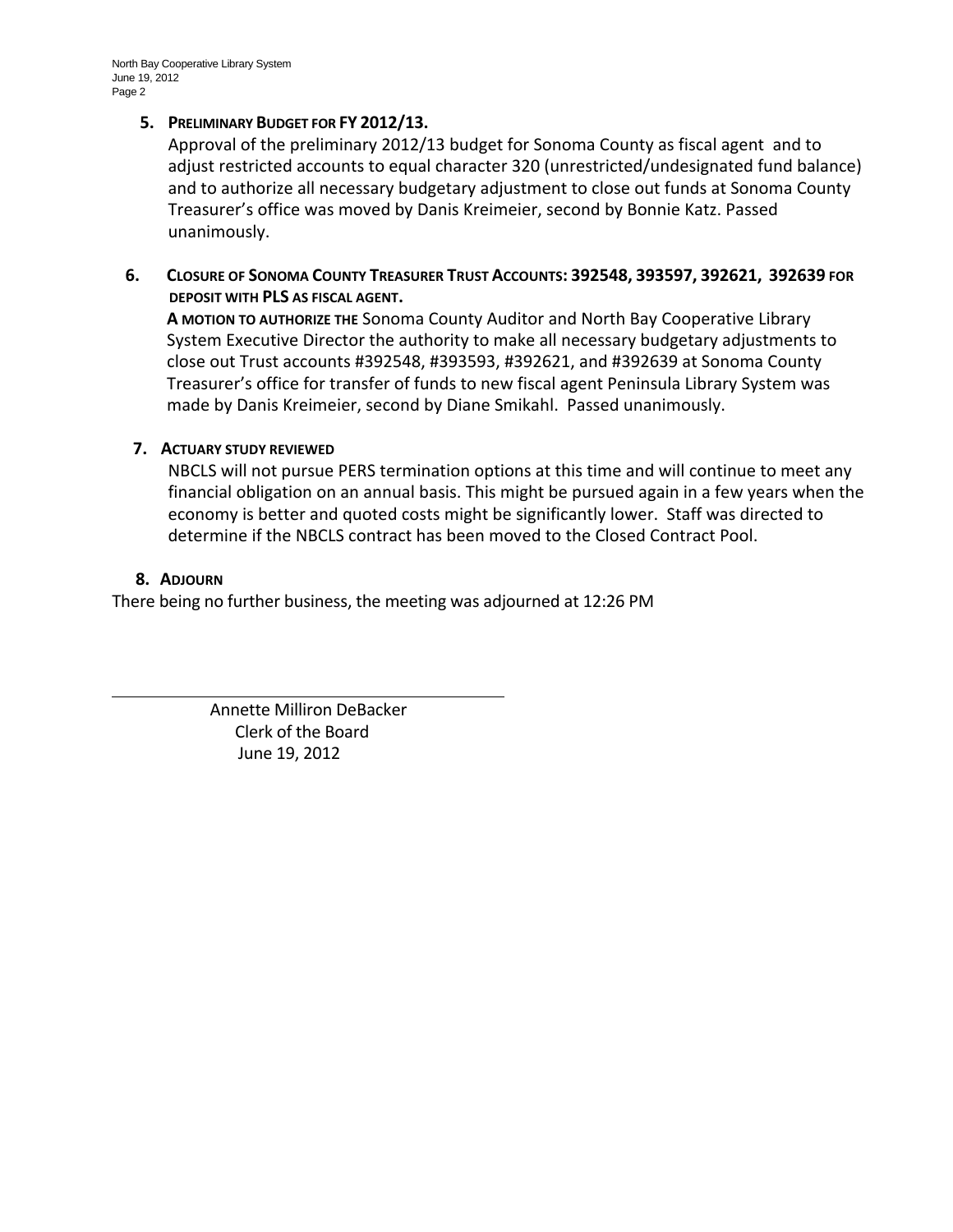5. **PRELIMINARY BUDGET FOR FY 2012/13.**

   Approval of the preliminary 2012/13 budget for Sonoma County as fiscal agent and to adjust restricted accounts to equal character 320 (unrestricted/undesignated fund balance) and to authorize all necessary budgetary adjustment to close out funds at Sonoma County Treasurer's office was moved by Danis Kreimeier, second by Bonnie Katz. Passed unanimously.

6. **CLOSURE OF SONOMA COUNTY TREASURER TRUST ACCOUNTS: 392548, 393597, 392621, 392639 FOR DEPOSIT WITH PLS AS FISCAL AGENT.**

   **A MOTION TO AUTHORIZE THE** Sonoma County Auditor and North Bay Cooperative Library System Executive Director the authority to make all necessary budgetary adjustments to close out Trust accounts #392548, #393593, #392621, and #392639 at Sonoma County Treasurer's office for transfer of funds to new fiscal agent Peninsula Library System was made by Danis Kreimeier, second by Diane Smikahl. Passed unanimously.

7. **ACTUARY STUDY REVIEWED**

   NBCLS will not pursue PERS termination options at this time and will continue to meet any financial obligation on an annual basis. This might be pursued again in a few years when the economy is better and quoted costs might be significantly lower. Staff was directed to determine if the NBCLS contract has been moved to the Closed Contract Pool.

8. **ADJOURN**

There being no further business, the meeting was adjourned at 12:26 PM

\_\_\_\_\_\_\_\_\_\_\_\_\_\_\_\_\_\_\_\_\_\_\_\_\_\_\_\_\_\_\_\_\_\_\_\_\_\_\_\_

Annette Milliron DeBacker
Clerk of the Board
June 19, 2012